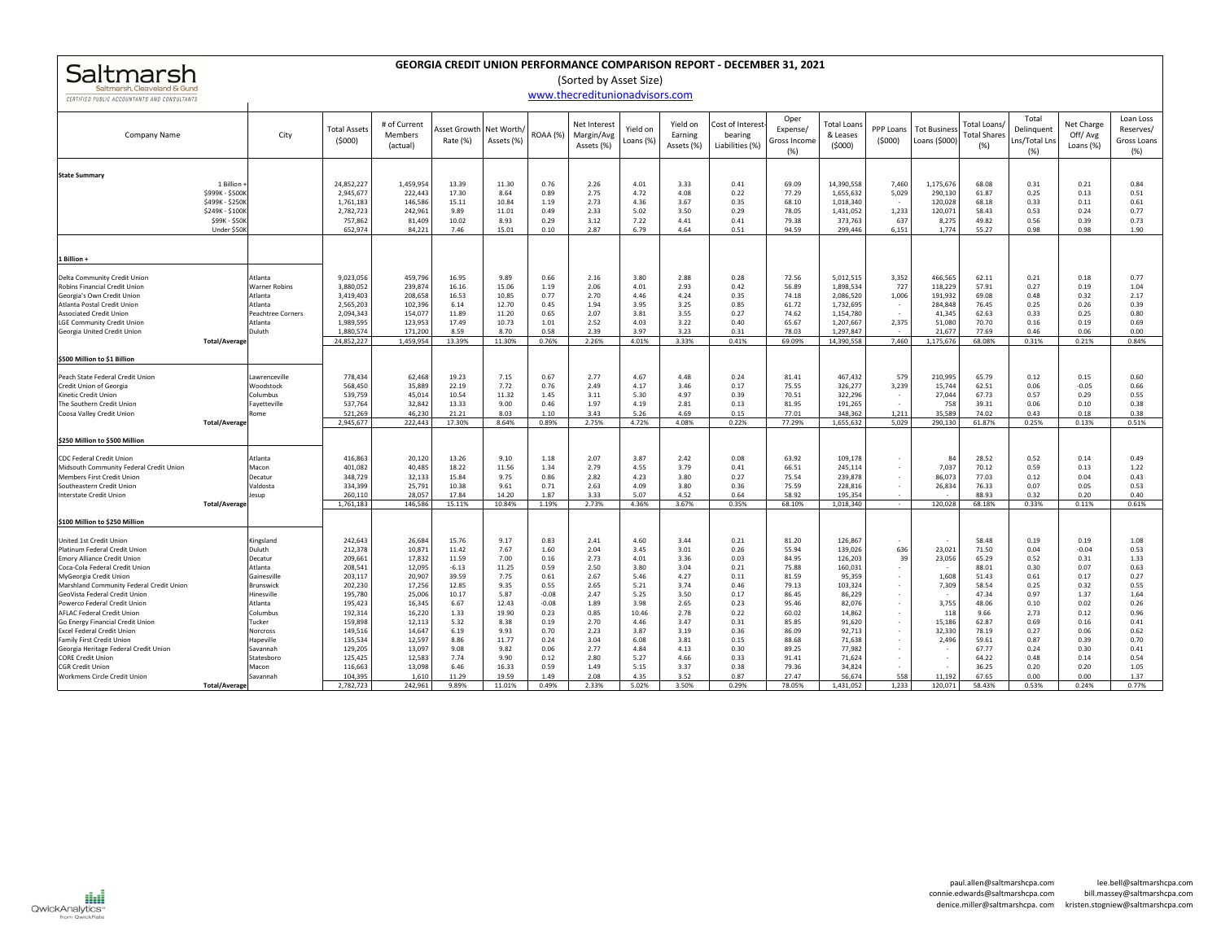# Saltmarsh
Saltmarsh, Cleaveland & Gund
CERTIFIED PUBLIC ACCOUNTANTS AND CONSULTANTS

## GEORGIA CREDIT UNION PERFORMANCE COMPARISON REPORT - DECEMBER 31, 2021

(Sorted by Asset Size)

www.thecreditunionadvisors.com

| Company Name | City | Total Assets ($000) | # of Current Members (actual) | Asset Growth Rate (%) | Net Worth/ Assets (%) | ROAA (%) | Net Interest Margin/Avg Assets (%) | Yield on Loans (%) | Yield on Earning Assets (%) | Cost of Interest-bearing Liabilities (%) | Oper Expense/ Gross Income (%) | Total Loans & Leases ($000) | PPP Loans ($000) | Tot Business Loans ($000) | Total Loans/ Total Shares (%) | Total Delinquent Lns/Total Lns (%) | Net Charge Off/ Avg Loans (%) | Loan Loss Reserves/ Gross Loans (%) |
|---|---|---|---|---|---|---|---|---|---|---|---|---|---|---|---|---|---|---|
| **State Summary** | | | | | | | | | | | | | | | | | | |
| 1 Billion + | | 24,852,227 | 1,459,954 | 13.39 | 11.30 | 0.76 | 2.26 | 4.01 | 3.33 | 0.41 | 69.09 | 14,390,558 | 7,460 | 1,175,676 | 68.08 | 0.31 | 0.21 | 0.84 |
| $999K - $500K | | 2,945,677 | 222,443 | 17.30 | 8.64 | 0.89 | 2.75 | 4.72 | 4.08 | 0.22 | 77.29 | 1,655,632 | 5,029 | 290,130 | 61.87 | 0.25 | 0.13 | 0.51 |
| $499K - $250K | | 1,761,183 | 146,586 | 15.11 | 10.84 | 1.19 | 2.73 | 4.36 | 3.67 | 0.35 | 68.10 | 1,018,340 | - | 120,028 | 68.18 | 0.33 | 0.11 | 0.61 |
| $249K - $100K | | 2,782,723 | 242,961 | 9.89 | 11.01 | 0.49 | 2.33 | 5.02 | 3.50 | 0.29 | 78.05 | 1,431,052 | 1,233 | 120,071 | 58.43 | 0.53 | 0.24 | 0.77 |
| $99K - $50K | | 757,862 | 81,409 | 10.02 | 8.93 | 0.29 | 3.12 | 7.22 | 4.41 | 0.41 | 79.38 | 373,763 | 637 | 8,275 | 49.82 | 0.56 | 0.39 | 0.73 |
| Under $50K | | 652,974 | 84,221 | 7.46 | 15.01 | 0.10 | 2.87 | 6.79 | 4.64 | 0.51 | 94.59 | 299,446 | 6,151 | 1,774 | 55.27 | 0.98 | 0.98 | 1.90 |
| **1 Billion +** | | | | | | | | | | | | | | | | | | |
| Delta Community Credit Union | Atlanta | 9,023,056 | 459,796 | 16.95 | 9.89 | 0.66 | 2.16 | 3.80 | 2.88 | 0.28 | 72.56 | 5,012,515 | 3,352 | 466,565 | 62.11 | 0.21 | 0.18 | 0.77 |
| Robins Financial Credit Union | Warner Robins | 3,880,052 | 239,874 | 16.16 | 15.06 | 1.19 | 2.06 | 4.01 | 2.93 | 0.42 | 56.89 | 1,898,534 | 727 | 118,229 | 57.91 | 0.27 | 0.19 | 1.04 |
| Georgia's Own Credit Union | Atlanta | 3,419,403 | 208,658 | 16.53 | 10.85 | 0.77 | 2.70 | 4.46 | 4.24 | 0.35 | 74.18 | 2,086,520 | 1,006 | 191,932 | 69.08 | 0.48 | 0.32 | 2.17 |
| Atlanta Postal Credit Union | Atlanta | 2,565,203 | 102,396 | 6.14 | 12.70 | 0.45 | 1.94 | 3.95 | 3.25 | 0.85 | 61.72 | 1,732,695 | - | 284,848 | 76.45 | 0.25 | 0.26 | 0.39 |
| Associated Credit Union | Peachtree Corners | 2,094,343 | 154,077 | 11.89 | 11.20 | 0.65 | 2.07 | 3.81 | 3.55 | 0.27 | 74.62 | 1,154,780 | - | 41,345 | 62.63 | 0.33 | 0.25 | 0.80 |
| LGE Community Credit Union | Atlanta | 1,989,595 | 123,953 | 17.49 | 10.73 | 1.01 | 2.52 | 4.03 | 3.22 | 0.40 | 65.67 | 1,207,667 | 2,375 | 51,080 | 70.70 | 0.16 | 0.19 | 0.69 |
| Georgia United Credit Union | Duluth | 1,880,574 | 171,200 | 8.59 | 8.70 | 0.58 | 2.39 | 3.97 | 3.23 | 0.31 | 78.03 | 1,297,847 | - | 21,677 | 77.69 | 0.46 | 0.06 | 0.00 |
| **Total/Average** | | 24,852,227 | 1,459,954 | 13.39% | 11.30% | 0.76% | 2.26% | 4.01% | 3.33% | 0.41% | 69.09% | 14,390,558 | 7,460 | 1,175,676 | 68.08% | 0.31% | 0.21% | 0.84% |
| **$500 Million to $1 Billion** | | | | | | | | | | | | | | | | | | |
| Peach State Federal Credit Union | Lawrenceville | 778,434 | 62,468 | 19.23 | 7.15 | 0.67 | 2.77 | 4.67 | 4.48 | 0.24 | 81.41 | 467,432 | 579 | 210,995 | 65.79 | 0.12 | 0.15 | 0.60 |
| Credit Union of Georgia | Woodstock | 568,450 | 35,889 | 22.19 | 7.72 | 0.76 | 2.49 | 4.17 | 3.46 | 0.17 | 75.55 | 326,277 | 3,239 | 15,744 | 62.51 | 0.06 | -0.05 | 0.66 |
| Kinetic Credit Union | Columbus | 539,759 | 45,014 | 10.54 | 11.32 | 1.45 | 3.11 | 5.30 | 4.97 | 0.39 | 70.51 | 322,296 | - | 27,044 | 67.73 | 0.57 | 0.29 | 0.55 |
| The Southern Credit Union | Fayetteville | 537,764 | 32,842 | 13.33 | 9.00 | 0.46 | 1.97 | 4.19 | 2.81 | 0.13 | 81.95 | 191,265 | - | 758 | 39.31 | 0.06 | 0.10 | 0.38 |
| Coosa Valley Credit Union | Rome | 521,269 | 46,230 | 21.21 | 8.03 | 1.10 | 3.43 | 5.26 | 4.69 | 0.15 | 77.01 | 348,362 | 1,211 | 35,589 | 74.02 | 0.43 | 0.18 | 0.38 |
| **Total/Average** | | 2,945,677 | 222,443 | 17.30% | 8.64% | 0.89% | 2.75% | 4.72% | 4.08% | 0.22% | 77.29% | 1,655,632 | 5,029 | 290,130 | 61.87% | 0.25% | 0.13% | 0.51% |
| **$250 Million to $500 Million** | | | | | | | | | | | | | | | | | | |
| CDC Federal Credit Union | Atlanta | 416,863 | 20,120 | 13.26 | 9.10 | 1.18 | 2.07 | 3.87 | 2.42 | 0.08 | 63.92 | 109,178 | - | 84 | 28.52 | 0.52 | 0.14 | 0.49 |
| Midsouth Community Federal Credit Union | Macon | 401,082 | 40,485 | 18.22 | 11.56 | 1.34 | 2.79 | 4.55 | 3.79 | 0.41 | 66.51 | 245,114 | - | 7,037 | 70.12 | 0.59 | 0.13 | 1.22 |
| Members First Credit Union | Decatur | 348,729 | 32,133 | 15.84 | 9.75 | 0.86 | 2.82 | 4.23 | 3.80 | 0.27 | 75.54 | 239,878 | - | 86,073 | 77.03 | 0.12 | 0.04 | 0.43 |
| Southeastern Credit Union | Valdosta | 334,399 | 25,791 | 10.38 | 9.61 | 0.71 | 2.63 | 4.09 | 3.80 | 0.36 | 75.59 | 228,816 | - | 26,834 | 76.33 | 0.07 | 0.05 | 0.53 |
| Interstate Credit Union | Jesup | 260,110 | 28,057 | 17.84 | 14.20 | 1.87 | 3.33 | 5.07 | 4.52 | 0.64 | 58.92 | 195,354 | - | - | 88.93 | 0.32 | 0.20 | 0.40 |
| **Total/Average** | | 1,761,183 | 146,586 | 15.11% | 10.84% | 1.19% | 2.73% | 4.36% | 3.67% | 0.35% | 68.10% | 1,018,340 | - | 120,028 | 68.18% | 0.33% | 0.11% | 0.61% |
| **$100 Million to $250 Million** | | | | | | | | | | | | | | | | | | |
| United 1st Credit Union | Kingsland | 242,643 | 26,684 | 15.76 | 9.17 | 0.83 | 2.41 | 4.60 | 3.44 | 0.21 | 81.20 | 126,867 | - | - | 58.48 | 0.19 | 0.19 | 1.08 |
| Platinum Federal Credit Union | Duluth | 212,378 | 10,871 | 11.42 | 7.67 | 1.60 | 2.04 | 3.45 | 3.01 | 0.26 | 55.94 | 139,026 | 636 | 23,021 | 71.50 | 0.04 | -0.04 | 0.53 |
| Emory Alliance Credit Union | Decatur | 209,661 | 17,832 | 11.59 | 7.00 | 0.16 | 2.73 | 4.01 | 3.36 | 0.03 | 84.95 | 126,203 | 39 | 23,056 | 65.29 | 0.52 | 0.31 | 1.33 |
| Coca-Cola Federal Credit Union | Atlanta | 208,541 | 12,095 | -6.13 | 11.25 | 0.59 | 2.50 | 3.80 | 3.04 | 0.21 | 75.88 | 160,031 | - | - | 88.01 | 0.30 | 0.07 | 0.63 |
| MyGeorgia Credit Union | Gainesville | 203,117 | 20,907 | 39.59 | 7.75 | 0.61 | 2.67 | 5.46 | 4.27 | 0.11 | 81.59 | 95,359 | - | 1,608 | 51.43 | 0.61 | 0.17 | 0.27 |
| Marshland Community Federal Credit Union | Brunswick | 202,230 | 17,256 | 12.85 | 9.35 | 0.55 | 2.65 | 5.21 | 3.74 | 0.46 | 79.13 | 103,324 | - | 7,309 | 58.54 | 0.25 | 0.32 | 0.55 |
| GeoVista Federal Credit Union | Hinesville | 195,780 | 25,006 | 10.17 | 5.87 | -0.08 | 2.47 | 5.25 | 3.50 | 0.17 | 86.45 | 86,229 | - | - | 47.34 | 0.97 | 1.37 | 1.64 |
| Powerco Federal Credit Union | Atlanta | 195,423 | 16,345 | 6.67 | 12.43 | -0.08 | 1.89 | 3.98 | 2.65 | 0.23 | 95.46 | 82,076 | - | 3,755 | 48.06 | 0.10 | 0.02 | 0.26 |
| AFLAC Federal Credit Union | Columbus | 192,314 | 16,220 | 1.33 | 19.90 | 0.23 | 0.85 | 10.46 | 2.78 | 0.22 | 60.02 | 14,862 | - | 118 | 9.66 | 2.73 | 0.12 | 0.96 |
| Go Energy Financial Credit Union | Tucker | 159,898 | 12,113 | 5.32 | 8.38 | 0.19 | 2.70 | 4.46 | 3.47 | 0.31 | 85.85 | 91,620 | - | 15,186 | 62.87 | 0.69 | 0.16 | 0.41 |
| Excel Federal Credit Union | Norcross | 149,516 | 14,647 | 6.19 | 9.93 | 0.70 | 2.23 | 3.87 | 3.19 | 0.36 | 86.09 | 92,713 | - | 32,330 | 78.19 | 0.27 | 0.06 | 0.62 |
| Family First Credit Union | Hapeville | 135,534 | 12,597 | 8.86 | 11.77 | 0.24 | 3.04 | 6.08 | 3.81 | 0.15 | 88.68 | 71,638 | - | 2,496 | 59.61 | 0.87 | 0.39 | 0.70 |
| Georgia Heritage Federal Credit Union | Savannah | 129,205 | 13,097 | 9.08 | 9.82 | 0.06 | 2.77 | 4.84 | 4.13 | 0.30 | 89.25 | 77,982 | - | - | 67.77 | 0.24 | 0.30 | 0.41 |
| CORE Credit Union | Statesboro | 125,425 | 12,583 | 7.74 | 9.90 | 0.12 | 2.80 | 5.27 | 4.66 | 0.33 | 91.41 | 71,624 | - | - | 64.22 | 0.48 | 0.14 | 0.54 |
| CGR Credit Union | Macon | 116,663 | 13,098 | 6.46 | 16.33 | 0.59 | 1.49 | 5.15 | 3.37 | 0.38 | 79.36 | 34,824 | - | - | 36.25 | 0.20 | 0.20 | 1.05 |
| Workmens Circle Credit Union | Savannah | 104,395 | 1,610 | 11.29 | 19.59 | 1.49 | 2.08 | 4.35 | 3.52 | 0.87 | 27.47 | 56,674 | 558 | 11,192 | 67.65 | 0.00 | 0.00 | 1.37 |
| **Total/Average** | | 2,782,723 | 242,961 | 9.89% | 11.01% | 0.49% | 2.33% | 5.02% | 3.50% | 0.29% | 78.05% | 1,431,052 | 1,233 | 120,071 | 58.43% | 0.53% | 0.24% | 0.77% |

QwickAnalytics from QwickRate

paul.allen@saltmarshcpa.com
connie.edwards@saltmarshcpa.com
denice.miller@saltmarshcpa.com
lee.bell@saltmarshcpa.com
bill.massey@saltmarshcpa.com
kristen.stogniew@saltmarshcpa.com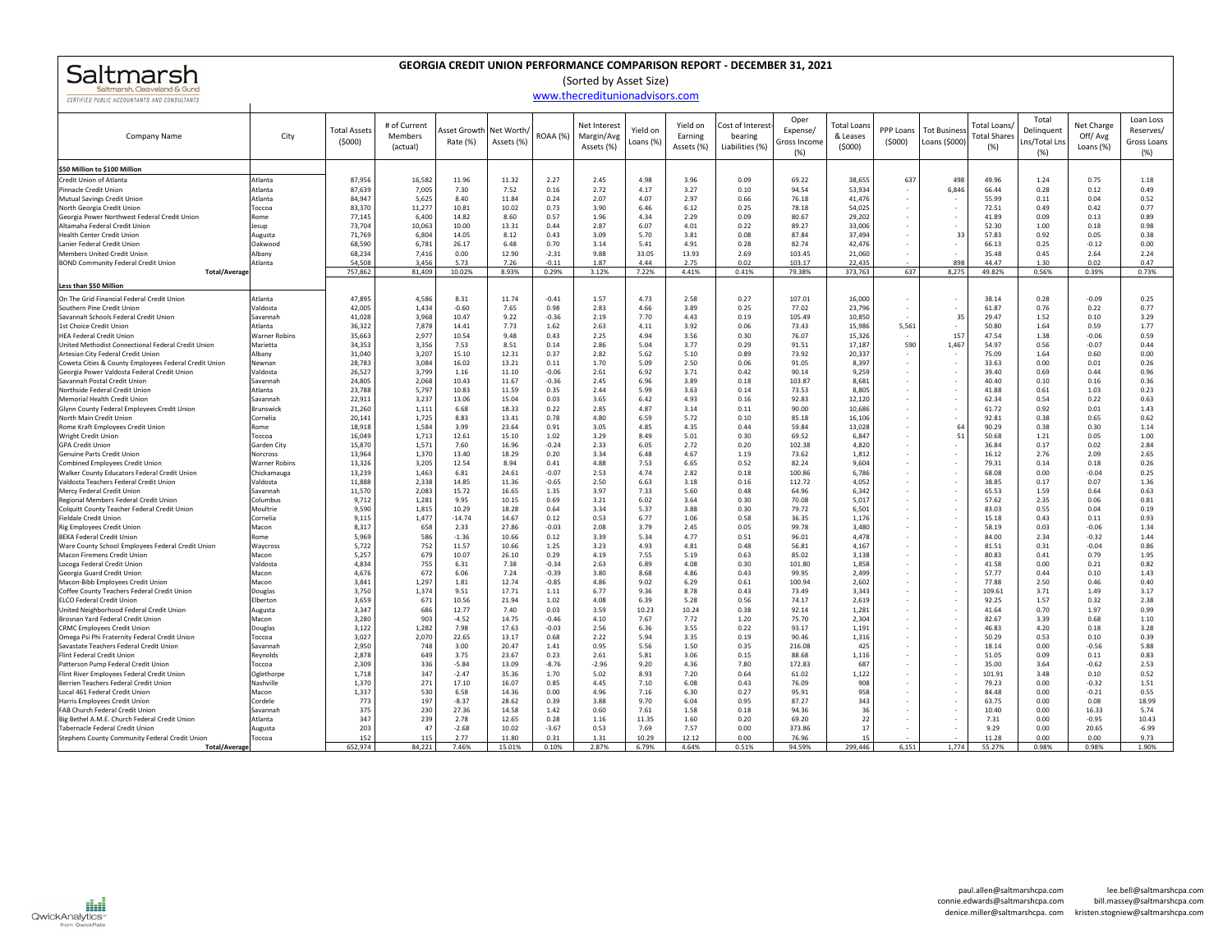# GEORGIA CREDIT UNION PERFORMANCE COMPARISON REPORT - DECEMBER 31, 2021

(Sorted by Asset Size)

www.thecreditunionadvisors.com

| Company Name | City | Total Assets ($000) | # of Current Members (actual) | Asset Growth Rate (%) | Net Worth/ Assets (%) | ROAA (%) | Net Interest Margin/Avg Assets (%) | Yield on Loans (%) | Yield on Earning Assets (%) | Cost of Interest-bearing Liabilities (%) | Oper Expense/ Gross Income (%) | Total Loans & Leases ($000) | PPP Loans ($000) | Tot Business Loans ($000) | Total Loans/ Total Shares (%) | Total Delinquent Lns/Total Lns (%) | Net Charge Off/ Avg Loans (%) | Loan Loss Reserves/ Gross Loans (%) |
|---|---|---|---|---|---|---|---|---|---|---|---|---|---|---|---|---|---|---|
| **$50 Million to $100 Million** | | | | | | | | | | | | | | | | | | |
| Credit Union of Atlanta | Atlanta | 87,956 | 16,582 | 11.96 | 11.32 | 2.27 | 2.45 | 4.98 | 3.96 | 0.09 | 69.22 | 38,655 | 637 | 498 | 49.96 | 1.24 | 0.75 | 1.18 |
| Pinnacle Credit Union | Atlanta | 87,639 | 7,005 | 7.30 | 7.52 | 0.16 | 2.72 | 4.17 | 3.27 | 0.10 | 94.54 | 53,934 | - | 6,846 | 66.44 | 0.28 | 0.12 | 0.49 |
| Mutual Savings Credit Union | Atlanta | 84,947 | 5,625 | 8.40 | 11.84 | 0.24 | 2.07 | 4.07 | 2.97 | 0.66 | 76.18 | 41,476 | - | - | 55.99 | 0.11 | 0.04 | 0.52 |
| North Georgia Credit Union | Toccoa | 83,370 | 11,277 | 10.81 | 10.02 | 0.73 | 3.90 | 6.46 | 6.12 | 0.25 | 78.18 | 54,025 | - | - | 72.51 | 0.49 | 0.42 | 0.77 |
| Georgia Power Northwest Federal Credit Union | Rome | 77,145 | 6,400 | 14.82 | 8.60 | 0.57 | 1.96 | 4.34 | 2.29 | 0.09 | 80.67 | 29,202 | - | - | 41.89 | 0.09 | 0.13 | 0.89 |
| Altamaha Federal Credit Union | Jesup | 73,704 | 10,063 | 10.00 | 13.31 | 0.44 | 2.87 | 6.07 | 4.01 | 0.22 | 89.27 | 33,006 | - | - | 52.30 | 1.00 | 0.18 | 0.98 |
| Health Center Credit Union | Augusta | 71,769 | 6,804 | 14.05 | 8.12 | 0.43 | 3.09 | 5.70 | 3.81 | 0.08 | 87.84 | 37,494 | - | 33 | 57.83 | 0.92 | 0.05 | 0.38 |
| Lanier Federal Credit Union | Oakwood | 68,590 | 6,781 | 26.17 | 6.48 | 0.70 | 3.14 | 5.41 | 4.91 | 0.28 | 82.74 | 42,476 | - | - | 66.13 | 0.25 | -0.12 | 0.00 |
| Members United Credit Union | Albany | 68,234 | 7,416 | 0.00 | 12.90 | -2.31 | 9.88 | 33.05 | 13.93 | 2.69 | 103.45 | 21,060 | - | - | 35.48 | 0.45 | 2.64 | 2.24 |
| BOND Community Federal Credit Union | Atlanta | 54,508 | 3,456 | 5.73 | 7.26 | -0.11 | 1.87 | 4.44 | 2.75 | 0.02 | 103.17 | 22,435 | - | 898 | 44.47 | 1.30 | 0.02 | 0.47 |
| **Total/Average** | | 757,862 | 81,409 | 10.02% | 8.93% | 0.29% | 3.12% | 7.22% | 4.41% | 0.41% | 79.38% | 373,763 | 637 | 8,275 | 49.82% | 0.56% | 0.39% | 0.73% |
| **Less than $50 Million** | | | | | | | | | | | | | | | | | | |
| On The Grid Financial Federal Credit Union | Atlanta | 47,895 | 4,586 | 8.31 | 11.74 | -0.41 | 1.57 | 4.73 | 2.58 | 0.27 | 107.01 | 16,000 | - | - | 38.14 | 0.28 | -0.09 | 0.25 |
| Southern Pine Credit Union | Valdosta | 42,005 | 1,434 | -0.60 | 7.65 | 0.98 | 2.83 | 4.66 | 3.89 | 0.25 | 77.02 | 23,796 | - | - | 61.87 | 0.76 | 0.22 | 0.77 |
| Savannah Schools Federal Credit Union | Savannah | 41,028 | 3,968 | 10.47 | 9.22 | -0.36 | 2.19 | 7.70 | 4.43 | 0.19 | 105.49 | 10,850 | - | 35 | 29.47 | 1.52 | 0.10 | 3.29 |
| 1st Choice Credit Union | Atlanta | 36,322 | 7,878 | 14.41 | 7.73 | 1.62 | 2.63 | 4.11 | 3.92 | 0.06 | 73.43 | 15,986 | 5,561 | - | 50.80 | 1.64 | 0.59 | 1.77 |
| HEA Federal Credit Union | Warner Robins | 35,663 | 2,977 | 10.54 | 9.48 | 0.43 | 2.25 | 4.94 | 3.56 | 0.30 | 76.07 | 15,326 | - | 157 | 47.54 | 1.38 | -0.06 | 0.59 |
| United Methodist Connectional Federal Credit Union | Marietta | 34,353 | 3,356 | 7.53 | 8.51 | 0.14 | 2.86 | 5.04 | 3.77 | 0.29 | 91.51 | 17,187 | 590 | 1,467 | 54.97 | 0.56 | -0.07 | 0.44 |
| Artesian City Federal Credit Union | Albany | 31,040 | 3,207 | 15.10 | 12.31 | 0.37 | 2.82 | 5.62 | 5.10 | 0.89 | 73.92 | 20,337 | - | - | 75.09 | 1.64 | 0.60 | 0.00 |
| Coweta Cities & County Employees Federal Credit Union | Newnan | 28,783 | 3,084 | 16.02 | 13.21 | 0.11 | 1.70 | 5.09 | 2.50 | 0.06 | 91.05 | 8,397 | - | - | 33.63 | 0.00 | 0.01 | 0.26 |
| Georgia Power Valdosta Federal Credit Union | Valdosta | 26,527 | 3,799 | 1.16 | 11.10 | -0.06 | 2.61 | 6.92 | 3.71 | 0.42 | 90.14 | 9,259 | - | - | 39.40 | 0.69 | 0.44 | 0.96 |
| Savannah Postal Credit Union | Savannah | 24,805 | 2,068 | 10.43 | 11.67 | -0.36 | 2.45 | 6.96 | 3.89 | 0.18 | 103.87 | 8,681 | - | - | 40.40 | 0.10 | 0.16 | 0.36 |
| Northside Federal Credit Union | Atlanta | 23,788 | 5,797 | 10.83 | 11.59 | 0.35 | 2.44 | 5.99 | 3.63 | 0.14 | 73.53 | 8,805 | - | - | 41.88 | 0.61 | 1.03 | 0.23 |
| Memorial Health Credit Union | Savannah | 22,911 | 3,237 | 13.06 | 15.04 | 0.03 | 3.65 | 6.42 | 4.93 | 0.16 | 92.83 | 12,120 | - | - | 62.34 | 0.54 | 0.22 | 0.63 |
| Glynn County Federal Employees Credit Union | Brunswick | 21,260 | 1,111 | 6.68 | 18.33 | 0.22 | 2.85 | 4.87 | 3.14 | 0.11 | 90.00 | 10,686 | - | - | 61.72 | 0.92 | 0.01 | 1.43 |
| North Main Credit Union | Cornelia | 20,141 | 1,725 | 8.83 | 13.41 | 0.78 | 4.80 | 6.59 | 5.72 | 0.10 | 85.18 | 16,106 | - | - | 92.81 | 0.38 | 0.65 | 0.62 |
| Rome Kraft Employees Credit Union | Rome | 18,918 | 1,584 | 3.99 | 23.64 | 0.91 | 3.05 | 4.85 | 4.35 | 0.44 | 59.84 | 13,028 | - | 64 | 90.29 | 0.38 | 0.30 | 1.14 |
| Wright Credit Union | Toccoa | 16,049 | 1,713 | 12.61 | 15.10 | 1.02 | 3.29 | 8.49 | 5.01 | 0.30 | 69.52 | 6,847 | - | 51 | 50.68 | 1.21 | 0.05 | 1.00 |
| GPA Credit Union | Garden City | 15,870 | 1,571 | 7.60 | 16.96 | -0.24 | 2.33 | 6.05 | 2.72 | 0.20 | 102.38 | 4,820 | - | - | 36.84 | 0.17 | 0.02 | 2.84 |
| Genuine Parts Credit Union | Norcross | 13,964 | 1,370 | 13.40 | 18.29 | 0.20 | 3.34 | 6.48 | 4.67 | 1.19 | 73.62 | 1,812 | - | - | 16.12 | 2.76 | 2.09 | 2.65 |
| Combined Employees Credit Union | Warner Robins | 13,326 | 3,205 | 12.54 | 8.94 | 0.41 | 4.88 | 7.53 | 6.65 | 0.52 | 82.24 | 9,604 | - | - | 79.31 | 0.14 | 0.18 | 0.26 |
| Walker County Educators Federal Credit Union | Chickamauga | 13,239 | 1,463 | 6.81 | 24.61 | -0.07 | 2.53 | 4.74 | 2.82 | 0.18 | 100.86 | 6,786 | - | - | 68.08 | 0.00 | -0.04 | 0.25 |
| Valdosta Teachers Federal Credit Union | Valdosta | 11,888 | 2,338 | 14.85 | 11.36 | -0.65 | 2.50 | 6.63 | 3.18 | 0.16 | 112.72 | 4,052 | - | - | 38.85 | 0.17 | 0.07 | 1.36 |
| Mercy Federal Credit Union | Savannah | 11,570 | 2,083 | 15.72 | 16.65 | 1.35 | 3.97 | 7.33 | 5.60 | 0.48 | 64.96 | 6,342 | - | - | 65.53 | 1.59 | 0.64 | 0.63 |
| Regional Members Federal Credit Union | Columbus | 9,712 | 1,281 | 9.95 | 10.15 | 0.69 | 3.21 | 6.02 | 3.64 | 0.30 | 70.08 | 5,017 | - | - | 57.62 | 2.35 | 0.06 | 0.81 |
| Colquitt County Teacher Federal Credit Union | Moultrie | 9,590 | 1,815 | 10.29 | 18.28 | 0.64 | 3.34 | 5.37 | 3.88 | 0.30 | 79.72 | 6,501 | - | - | 83.03 | 0.55 | 0.04 | 0.19 |
| Fieldale Credit Union | Cornelia | 9,115 | 1,477 | -14.74 | 14.67 | 0.12 | 0.53 | 6.77 | 1.06 | 0.58 | 36.35 | 1,176 | - | - | 15.18 | 0.43 | 0.11 | 0.93 |
| Rig Employees Credit Union | Macon | 8,317 | 658 | 2.33 | 27.86 | -0.03 | 2.08 | 3.79 | 2.45 | 0.05 | 99.78 | 3,480 | - | - | 58.19 | 0.03 | -0.06 | 1.34 |
| BEKA Federal Credit Union | Rome | 5,969 | 586 | -1.36 | 10.66 | 0.12 | 3.39 | 5.34 | 4.77 | 0.51 | 96.01 | 4,478 | - | - | 84.00 | 2.34 | -0.32 | 1.44 |
| Ware County School Employees Federal Credit Union | Waycross | 5,722 | 752 | 11.57 | 10.66 | 1.25 | 3.23 | 4.93 | 4.81 | 0.48 | 56.81 | 4,167 | - | - | 81.51 | 0.31 | -0.04 | 0.86 |
| Macon Firemens Credit Union | Macon | 5,257 | 679 | 10.07 | 26.10 | 0.29 | 4.19 | 7.55 | 5.19 | 0.63 | 85.02 | 3,138 | - | - | 80.83 | 0.41 | 0.79 | 1.95 |
| Locoga Federal Credit Union | Valdosta | 4,834 | 755 | 6.31 | 7.38 | -0.34 | 2.63 | 6.89 | 4.08 | 0.30 | 101.80 | 1,858 | - | - | 41.58 | 0.00 | 0.21 | 0.82 |
| Georgia Guard Credit Union | Macon | 4,676 | 672 | 6.06 | 7.24 | -0.39 | 3.80 | 8.68 | 4.08 | 0.43 | 99.95 | 2,499 | - | - | 57.77 | 0.44 | 0.10 | 1.43 |
| Macon-Bibb Employees Credit Union | Macon | 3,841 | 1,297 | 1.81 | 12.74 | -0.85 | 4.86 | 9.02 | 6.29 | 0.61 | 100.94 | 2,602 | - | - | 77.88 | 2.50 | 0.46 | 0.40 |
| Coffee County Teachers Federal Credit Union | Douglas | 3,750 | 1,374 | 9.51 | 17.71 | 1.11 | 6.77 | 9.36 | 8.78 | 0.43 | 73.49 | 3,343 | - | - | 109.61 | 3.71 | 1.49 | 3.17 |
| ELCO Federal Credit Union | Elberton | 3,659 | 671 | 10.56 | 21.94 | 1.02 | 4.08 | 6.39 | 5.28 | 0.56 | 74.17 | 2,619 | - | - | 92.25 | 1.57 | 0.32 | 2.38 |
| United Neighborhood Federal Credit Union | Augusta | 3,347 | 686 | 12.77 | 7.40 | 0.03 | 3.59 | 10.23 | 10.24 | 0.38 | 92.14 | 1,281 | - | - | 41.64 | 0.70 | 1.97 | 0.99 |
| Brosnan Yard Federal Credit Union | Macon | 3,280 | 903 | -4.52 | 14.75 | -0.46 | 4.10 | 7.67 | 7.72 | 1.20 | 75.70 | 2,304 | - | - | 82.67 | 3.39 | 0.68 | 1.10 |
| CRMC Employees Credit Union | Douglas | 3,122 | 1,282 | 7.98 | 17.63 | -0.03 | 2.56 | 6.36 | 3.55 | 0.22 | 93.17 | 1,191 | - | - | 46.83 | 4.20 | 0.18 | 3.28 |
| Omega Psi Phi Fraternity Federal Credit Union | Toccoa | 3,027 | 2,070 | 22.65 | 13.17 | 0.68 | 2.22 | 5.94 | 3.35 | 0.19 | 90.46 | 1,316 | - | - | 50.29 | 0.53 | 0.10 | 0.39 |
| Savastate Teachers Federal Credit Union | Savannah | 2,950 | 748 | 3.00 | 20.47 | 1.41 | 0.95 | 5.56 | 1.50 | 0.35 | 216.08 | 425 | - | - | 18.14 | 0.00 | -0.56 | 5.88 |
| Flint Federal Credit Union | Reynolds | 2,878 | 649 | 3.75 | 23.67 | 0.23 | 2.61 | 5.81 | 3.06 | 0.15 | 88.68 | 1,116 | - | - | 51.05 | 0.09 | 0.11 | 0.83 |
| Patterson Pump Federal Credit Union | Toccoa | 2,309 | 336 | -5.84 | 13.09 | -8.76 | -2.96 | 9.20 | 4.36 | 7.80 | 172.83 | 687 | - | - | 35.00 | 3.64 | -0.62 | 2.53 |
| Flint River Employees Federal Credit Union | Oglethorpe | 1,718 | 347 | -2.47 | 35.36 | 1.70 | 5.02 | 8.93 | 7.20 | 0.64 | 61.02 | 1,122 | - | - | 101.91 | 3.48 | 0.10 | 0.52 |
| Berrien Teachers Federal Credit Union | Nashville | 1,370 | 271 | 17.10 | 16.07 | 0.85 | 4.45 | 7.10 | 6.08 | 0.43 | 76.09 | 908 | - | - | 79.23 | 0.00 | -0.32 | 1.51 |
| Local 461 Federal Credit Union | Macon | 1,337 | 530 | 6.58 | 14.36 | 0.00 | 4.96 | 7.16 | 6.30 | 0.27 | 95.91 | 958 | - | - | 84.48 | 0.00 | -0.21 | 0.55 |
| Harris Employees Credit Union | Cordele | 773 | 197 | -8.37 | 28.62 | 0.39 | 3.88 | 9.70 | 6.04 | 0.95 | 87.27 | 343 | - | - | 63.75 | 0.00 | 0.08 | 18.99 |
| FAB Church Federal Credit Union | Savannah | 375 | 230 | 27.36 | 14.58 | 1.42 | 0.60 | 7.61 | 1.58 | 0.18 | 94.36 | 36 | - | - | 10.40 | 0.00 | 16.33 | 5.74 |
| Big Bethel A.M.E. Church Federal Credit Union | Atlanta | 347 | 239 | 2.78 | 12.65 | 0.28 | 1.16 | 11.35 | 1.60 | 0.20 | 69.20 | 22 | - | - | 7.31 | 0.00 | -0.95 | 10.43 |
| Tabernacle Federal Credit Union | Augusta | 203 | 47 | -2.68 | 10.02 | -3.67 | 0.53 | 7.69 | 7.57 | 0.00 | 373.86 | 17 | - | - | 9.29 | 0.00 | 20.65 | -6.99 |
| Stephens County Community Federal Credit Union | Toccoa | 152 | 115 | 2.77 | 11.80 | 0.31 | 1.31 | 10.29 | 12.12 | 0.00 | 76.96 | 15 | - | - | 11.28 | 0.00 | 0.00 | 9.73 |
| **Total/Average** | | 652,974 | 84,221 | 7.46% | 15.01% | 0.10% | 2.87% | 6.79% | 4.64% | 0.51% | 94.59% | 299,446 | 6,151 | 1,774 | 55.27% | 0.98% | 0.98% | 1.90% |

paul.allen@saltmarshcpa.com
connie.edwards@saltmarshcpa.com
denice.miller@saltmarshcpa.com
lee.bell@saltmarshcpa.com
bill.massey@saltmarshcpa.com
kristen.stogniew@saltmarshcpa.com